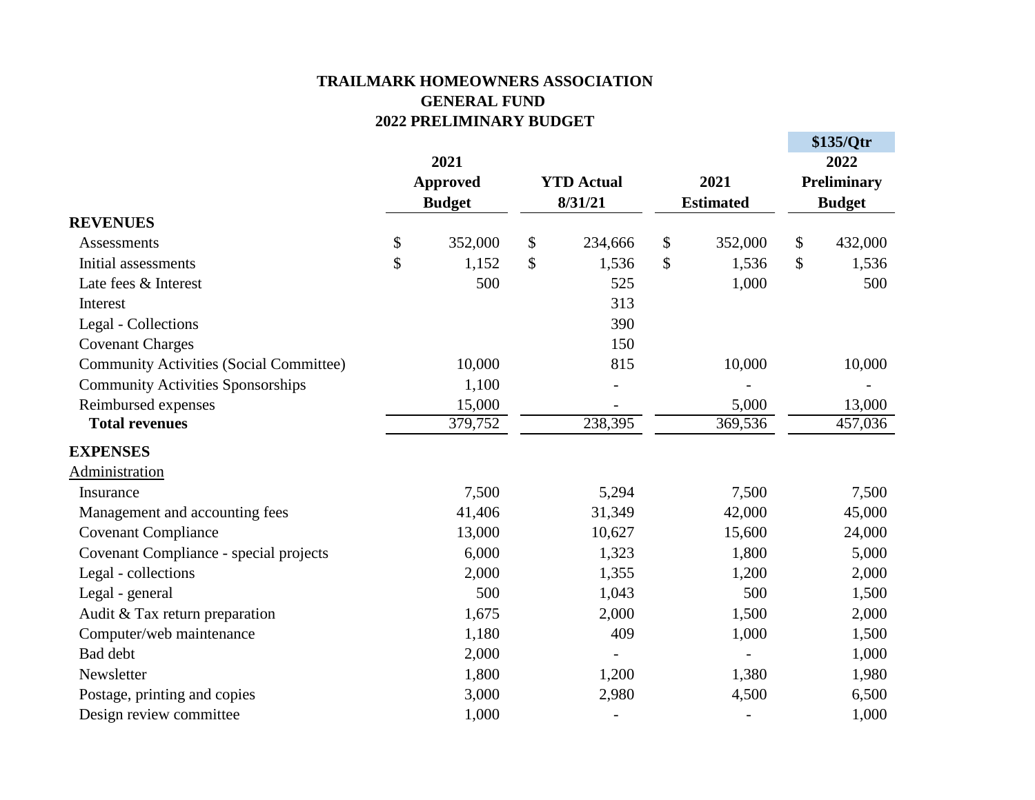# TRAILMARK HOMEOWNERS ASSOCIATION
## GENERAL FUND
## 2022 PRELIMINARY BUDGET

| | 2021 Approved Budget | YTD Actual 8/31/21 | 2021 Estimated | \$135/Qtr 2022 Preliminary Budget |
|---|---|---|---|---|
| **REVENUES** | | | | |
| Assessments | $ 352,000 | $ 234,666 | $ 352,000 | $ 432,000 |
| Initial assessments | $ 1,152 | $ 1,536 | $ 1,536 | $ 1,536 |
| Late fees & Interest | 500 | 525 | 1,000 | 500 |
| Interest | | 313 | | |
| Legal - Collections | | 390 | | |
| Covenant Charges | | 150 | | |
| Community Activities (Social Committee) | 10,000 | 815 | 10,000 | 10,000 |
| Community Activities Sponsorships | 1,100 | - | - | - |
| Reimbursed expenses | 15,000 | - | 5,000 | 13,000 |
| **Total revenues** | 379,752 | 238,395 | 369,536 | 457,036 |
| **EXPENSES** | | | | |
| Administration | | | | |
| Insurance | 7,500 | 5,294 | 7,500 | 7,500 |
| Management and accounting fees | 41,406 | 31,349 | 42,000 | 45,000 |
| Covenant Compliance | 13,000 | 10,627 | 15,600 | 24,000 |
| Covenant Compliance - special projects | 6,000 | 1,323 | 1,800 | 5,000 |
| Legal - collections | 2,000 | 1,355 | 1,200 | 2,000 |
| Legal - general | 500 | 1,043 | 500 | 1,500 |
| Audit & Tax return preparation | 1,675 | 2,000 | 1,500 | 2,000 |
| Computer/web maintenance | 1,180 | 409 | 1,000 | 1,500 |
| Bad debt | 2,000 | - | - | 1,000 |
| Newsletter | 1,800 | 1,200 | 1,380 | 1,980 |
| Postage, printing and copies | 3,000 | 2,980 | 4,500 | 6,500 |
| Design review committee | 1,000 | - | - | 1,000 |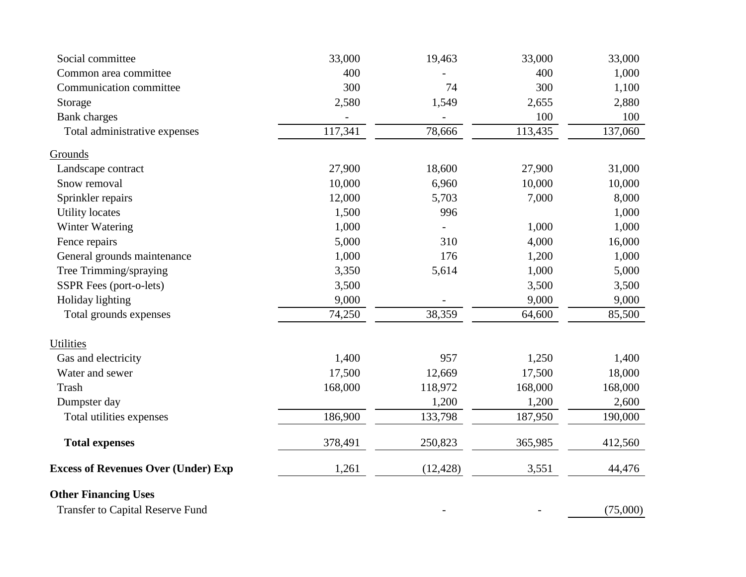| | | | | |
|---|---|---|---|---|
| Social committee | 33,000 | 19,463 | 33,000 | 33,000 |
| Common area committee | 400 | - | 400 | 1,000 |
| Communication committee | 300 | 74 | 300 | 1,100 |
| Storage | 2,580 | 1,549 | 2,655 | 2,880 |
| Bank charges | - | - | 100 | 100 |
| Total administrative expenses | 117,341 | 78,666 | 113,435 | 137,060 |
| Grounds | | | | |
| Landscape contract | 27,900 | 18,600 | 27,900 | 31,000 |
| Snow removal | 10,000 | 6,960 | 10,000 | 10,000 |
| Sprinkler repairs | 12,000 | 5,703 | 7,000 | 8,000 |
| Utility locates | 1,500 | 996 | | 1,000 |
| Winter Watering | 1,000 | - | 1,000 | 1,000 |
| Fence repairs | 5,000 | 310 | 4,000 | 16,000 |
| General grounds maintenance | 1,000 | 176 | 1,200 | 1,000 |
| Tree Trimming/spraying | 3,350 | 5,614 | 1,000 | 5,000 |
| SSPR Fees (port-o-lets) | 3,500 | | 3,500 | 3,500 |
| Holiday lighting | 9,000 | - | 9,000 | 9,000 |
| Total grounds expenses | 74,250 | 38,359 | 64,600 | 85,500 |
| Utilities | | | | |
| Gas and electricity | 1,400 | 957 | 1,250 | 1,400 |
| Water and sewer | 17,500 | 12,669 | 17,500 | 18,000 |
| Trash | 168,000 | 118,972 | 168,000 | 168,000 |
| Dumpster day | | 1,200 | 1,200 | 2,600 |
| Total utilities expenses | 186,900 | 133,798 | 187,950 | 190,000 |
| **Total expenses** | 378,491 | 250,823 | 365,985 | 412,560 |
| **Excess of Revenues Over (Under) Exp** | 1,261 | (12,428) | 3,551 | 44,476 |
| **Other Financing Uses** | | | | |
| Transfer to Capital Reserve Fund | | - | - | (75,000) |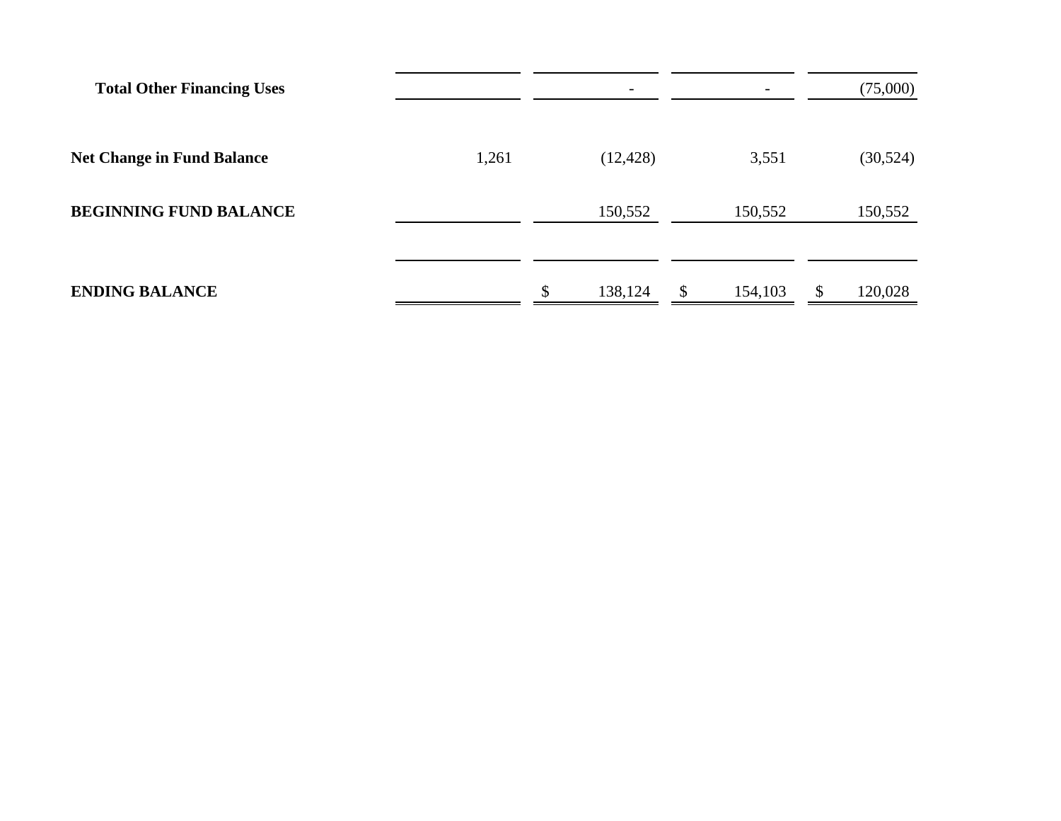| | | | | |
|---|---|---|---|---|
| **Total Other Financing Uses** | | - | - | (75,000) |
| **Net Change in Fund Balance** | 1,261 | (12,428) | 3,551 | (30,524) |
| **BEGINNING FUND BALANCE** | | 150,552 | 150,552 | 150,552 |
| **ENDING BALANCE** | | $ 138,124 | $ 154,103 | $ 120,028 |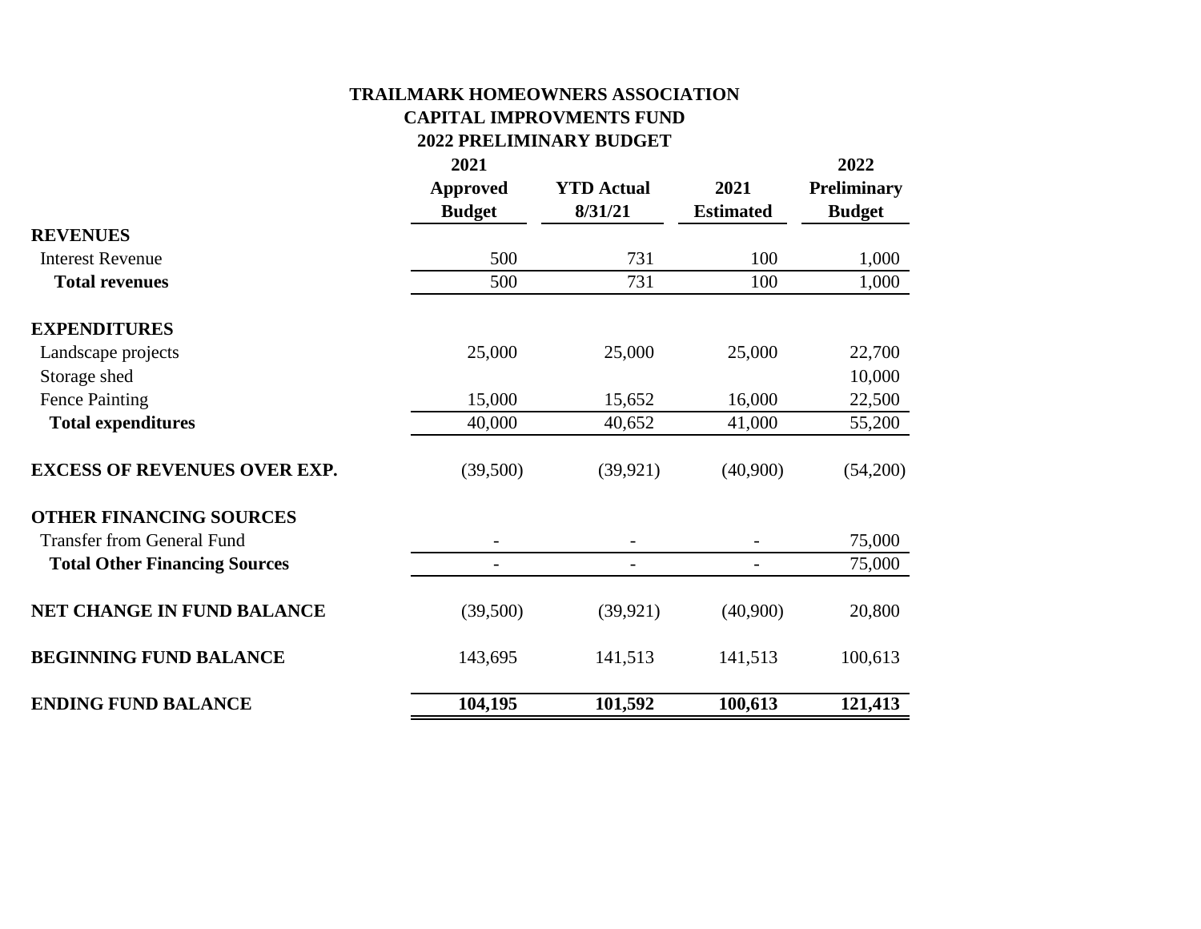# TRAILMARK HOMEOWNERS ASSOCIATION
## CAPITAL IMPROVMENTS FUND
## 2022 PRELIMINARY BUDGET

| | 2021 Approved Budget | YTD Actual 8/31/21 | 2021 Estimated | 2022 Preliminary Budget |
|---|---|---|---|---|
| **REVENUES** | | | | |
| Interest Revenue | 500 | 731 | 100 | 1,000 |
| **Total revenues** | 500 | 731 | 100 | 1,000 |
| | | | | |
| **EXPENDITURES** | | | | |
| Landscape projects | 25,000 | 25,000 | 25,000 | 22,700 |
| Storage shed | | | | 10,000 |
| Fence Painting | 15,000 | 15,652 | 16,000 | 22,500 |
| **Total expenditures** | 40,000 | 40,652 | 41,000 | 55,200 |
| | | | | |
| **EXCESS OF REVENUES OVER EXP.** | (39,500) | (39,921) | (40,900) | (54,200) |
| | | | | |
| **OTHER FINANCING SOURCES** | | | | |
| Transfer from General Fund | - | - | - | 75,000 |
| **Total Other Financing Sources** | - | - | - | 75,000 |
| | | | | |
| **NET CHANGE IN FUND BALANCE** | (39,500) | (39,921) | (40,900) | 20,800 |
| | | | | |
| **BEGINNING FUND BALANCE** | 143,695 | 141,513 | 141,513 | 100,613 |
| | | | | |
| **ENDING FUND BALANCE** | **104,195** | **101,592** | **100,613** | **121,413** |